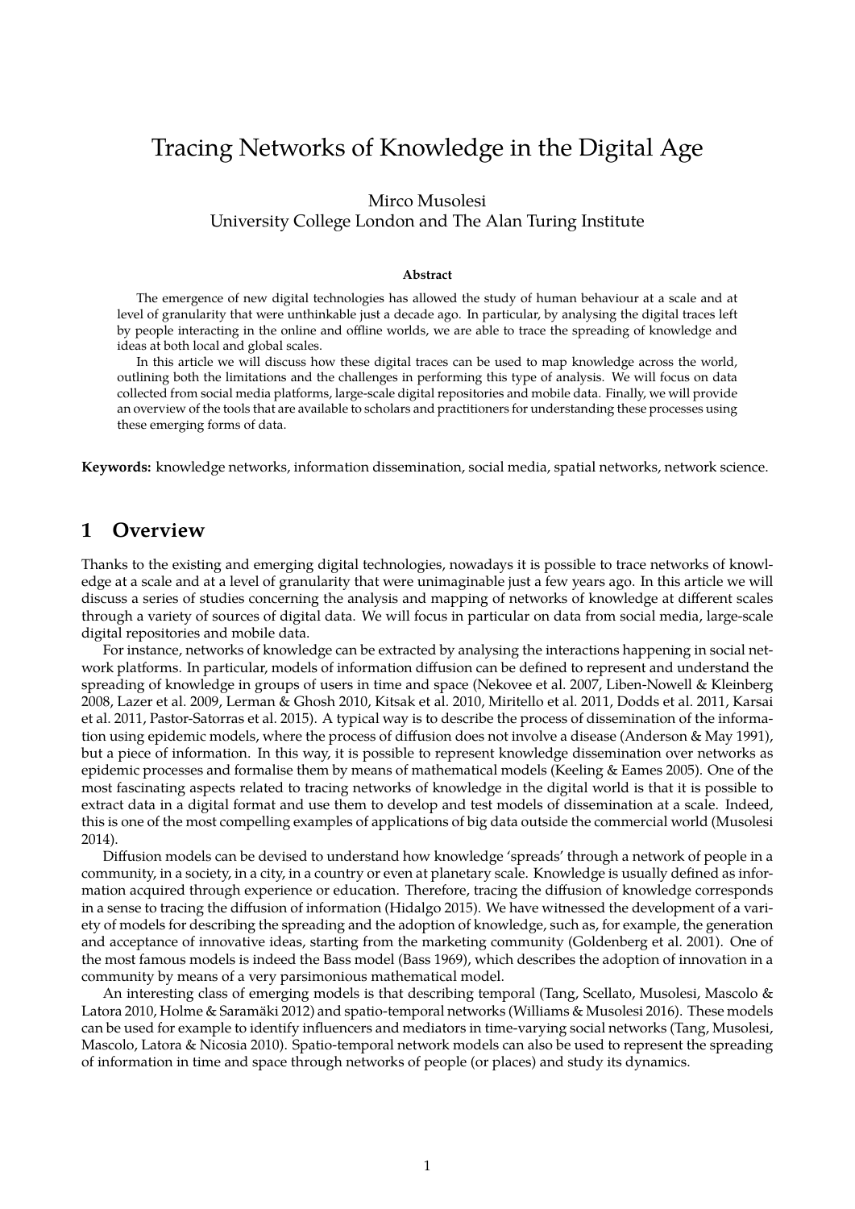# Tracing Networks of Knowledge in the Digital Age

Mirco Musolesi
University College London and The Alan Turing Institute

**Abstract**

The emergence of new digital technologies has allowed the study of human behaviour at a scale and at level of granularity that were unthinkable just a decade ago. In particular, by analysing the digital traces left by people interacting in the online and offline worlds, we are able to trace the spreading of knowledge and ideas at both local and global scales.

In this article we will discuss how these digital traces can be used to map knowledge across the world, outlining both the limitations and the challenges in performing this type of analysis. We will focus on data collected from social media platforms, large-scale digital repositories and mobile data. Finally, we will provide an overview of the tools that are available to scholars and practitioners for understanding these processes using these emerging forms of data.

**Keywords:** knowledge networks, information dissemination, social media, spatial networks, network science.

## 1 Overview

Thanks to the existing and emerging digital technologies, nowadays it is possible to trace networks of knowledge at a scale and at a level of granularity that were unimaginable just a few years ago. In this article we will discuss a series of studies concerning the analysis and mapping of networks of knowledge at different scales through a variety of sources of digital data. We will focus in particular on data from social media, large-scale digital repositories and mobile data.

For instance, networks of knowledge can be extracted by analysing the interactions happening in social network platforms. In particular, models of information diffusion can be defined to represent and understand the spreading of knowledge in groups of users in time and space (Nekovee et al. 2007, Liben-Nowell & Kleinberg 2008, Lazer et al. 2009, Lerman & Ghosh 2010, Kitsak et al. 2010, Miritello et al. 2011, Dodds et al. 2011, Karsai et al. 2011, Pastor-Satorras et al. 2015). A typical way is to describe the process of dissemination of the information using epidemic models, where the process of diffusion does not involve a disease (Anderson & May 1991), but a piece of information. In this way, it is possible to represent knowledge dissemination over networks as epidemic processes and formalise them by means of mathematical models (Keeling & Eames 2005). One of the most fascinating aspects related to tracing networks of knowledge in the digital world is that it is possible to extract data in a digital format and use them to develop and test models of dissemination at a scale. Indeed, this is one of the most compelling examples of applications of big data outside the commercial world (Musolesi 2014).

Diffusion models can be devised to understand how knowledge 'spreads' through a network of people in a community, in a society, in a city, in a country or even at planetary scale. Knowledge is usually defined as information acquired through experience or education. Therefore, tracing the diffusion of knowledge corresponds in a sense to tracing the diffusion of information (Hidalgo 2015). We have witnessed the development of a variety of models for describing the spreading and the adoption of knowledge, such as, for example, the generation and acceptance of innovative ideas, starting from the marketing community (Goldenberg et al. 2001). One of the most famous models is indeed the Bass model (Bass 1969), which describes the adoption of innovation in a community by means of a very parsimonious mathematical model.

An interesting class of emerging models is that describing temporal (Tang, Scellato, Musolesi, Mascolo & Latora 2010, Holme & Saramäki 2012) and spatio-temporal networks (Williams & Musolesi 2016). These models can be used for example to identify influencers and mediators in time-varying social networks (Tang, Musolesi, Mascolo, Latora & Nicosia 2010). Spatio-temporal network models can also be used to represent the spreading of information in time and space through networks of people (or places) and study its dynamics.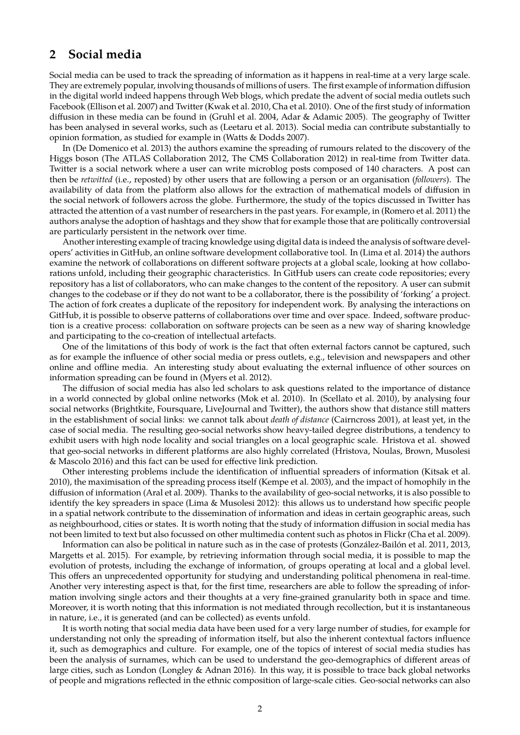## 2 Social media

Social media can be used to track the spreading of information as it happens in real-time at a very large scale. They are extremely popular, involving thousands of millions of users. The first example of information diffusion in the digital world indeed happens through Web blogs, which predate the advent of social media outlets such Facebook (Ellison et al. 2007) and Twitter (Kwak et al. 2010, Cha et al. 2010). One of the first study of information diffusion in these media can be found in (Gruhl et al. 2004, Adar & Adamic 2005). The geography of Twitter has been analysed in several works, such as (Leetaru et al. 2013). Social media can contribute substantially to opinion formation, as studied for example in (Watts & Dodds 2007).

In (De Domenico et al. 2013) the authors examine the spreading of rumours related to the discovery of the Higgs boson (The ATLAS Collaboration 2012, The CMS Collaboration 2012) in real-time from Twitter data. Twitter is a social network where a user can write microblog posts composed of 140 characters. A post can then be *retwitted* (i.e., reposted) by other users that are following a person or an organisation (*followers*). The availability of data from the platform also allows for the extraction of mathematical models of diffusion in the social network of followers across the globe. Furthermore, the study of the topics discussed in Twitter has attracted the attention of a vast number of researchers in the past years. For example, in (Romero et al. 2011) the authors analyse the adoption of hashtags and they show that for example those that are politically controversial are particularly persistent in the network over time.

Another interesting example of tracing knowledge using digital data is indeed the analysis of software developers' activities in GitHub, an online software development collaborative tool. In (Lima et al. 2014) the authors examine the network of collaborations on different software projects at a global scale, looking at how collaborations unfold, including their geographic characteristics. In GitHub users can create code repositories; every repository has a list of collaborators, who can make changes to the content of the repository. A user can submit changes to the codebase or if they do not want to be a collaborator, there is the possibility of 'forking' a project. The action of fork creates a duplicate of the repository for independent work. By analysing the interactions on GitHub, it is possible to observe patterns of collaborations over time and over space. Indeed, software production is a creative process: collaboration on software projects can be seen as a new way of sharing knowledge and participating to the co-creation of intellectual artefacts.

One of the limitations of this body of work is the fact that often external factors cannot be captured, such as for example the influence of other social media or press outlets, e.g., television and newspapers and other online and offline media. An interesting study about evaluating the external influence of other sources on information spreading can be found in (Myers et al. 2012).

The diffusion of social media has also led scholars to ask questions related to the importance of distance in a world connected by global online networks (Mok et al. 2010). In (Scellato et al. 2010), by analysing four social networks (Brightkite, Foursquare, LiveJournal and Twitter), the authors show that distance still matters in the establishment of social links: we cannot talk about *death of distance* (Cairncross 2001), at least yet, in the case of social media. The resulting geo-social networks show heavy-tailed degree distributions, a tendency to exhibit users with high node locality and social triangles on a local geographic scale. Hristova et al. showed that geo-social networks in different platforms are also highly correlated (Hristova, Noulas, Brown, Musolesi & Mascolo 2016) and this fact can be used for effective link prediction.

Other interesting problems include the identification of influential spreaders of information (Kitsak et al. 2010), the maximisation of the spreading process itself (Kempe et al. 2003), and the impact of homophily in the diffusion of information (Aral et al. 2009). Thanks to the availability of geo-social networks, it is also possible to identify the key spreaders in space (Lima & Musolesi 2012): this allows us to understand how specific people in a spatial network contribute to the dissemination of information and ideas in certain geographic areas, such as neighbourhood, cities or states. It is worth noting that the study of information diffusion in social media has not been limited to text but also focussed on other multimedia content such as photos in Flickr (Cha et al. 2009).

Information can also be political in nature such as in the case of protests (González-Bailón et al. 2011, 2013, Margetts et al. 2015). For example, by retrieving information through social media, it is possible to map the evolution of protests, including the exchange of information, of groups operating at local and a global level. This offers an unprecedented opportunity for studying and understanding political phenomena in real-time. Another very interesting aspect is that, for the first time, researchers are able to follow the spreading of information involving single actors and their thoughts at a very fine-grained granularity both in space and time. Moreover, it is worth noting that this information is not mediated through recollection, but it is instantaneous in nature, i.e., it is generated (and can be collected) as events unfold.

It is worth noting that social media data have been used for a very large number of studies, for example for understanding not only the spreading of information itself, but also the inherent contextual factors influence it, such as demographics and culture. For example, one of the topics of interest of social media studies has been the analysis of surnames, which can be used to understand the geo-demographics of different areas of large cities, such as London (Longley & Adnan 2016). In this way, it is possible to trace back global networks of people and migrations reflected in the ethnic composition of large-scale cities. Geo-social networks can also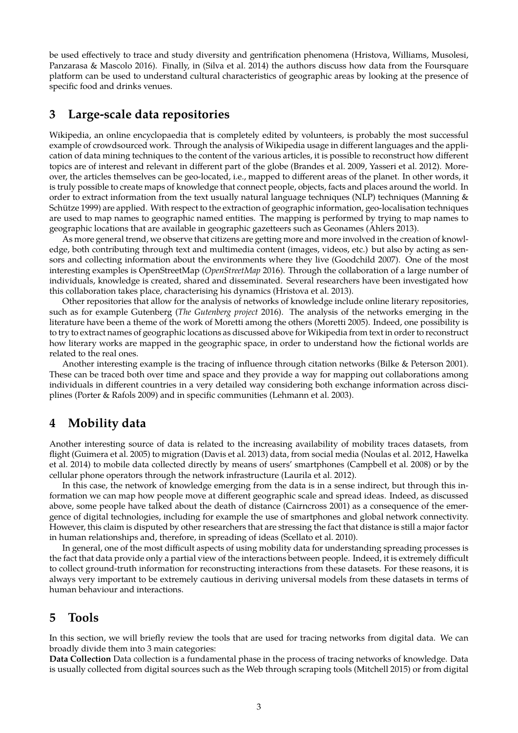be used effectively to trace and study diversity and gentrification phenomena (Hristova, Williams, Musolesi, Panzarasa & Mascolo 2016). Finally, in (Silva et al. 2014) the authors discuss how data from the Foursquare platform can be used to understand cultural characteristics of geographic areas by looking at the presence of specific food and drinks venues.

## 3 Large-scale data repositories

Wikipedia, an online encyclopaedia that is completely edited by volunteers, is probably the most successful example of crowdsourced work. Through the analysis of Wikipedia usage in different languages and the application of data mining techniques to the content of the various articles, it is possible to reconstruct how different topics are of interest and relevant in different part of the globe (Brandes et al. 2009, Yasseri et al. 2012). Moreover, the articles themselves can be geo-located, i.e., mapped to different areas of the planet. In other words, it is truly possible to create maps of knowledge that connect people, objects, facts and places around the world. In order to extract information from the text usually natural language techniques (NLP) techniques (Manning & Schütze 1999) are applied. With respect to the extraction of geographic information, geo-localisation techniques are used to map names to geographic named entities. The mapping is performed by trying to map names to geographic locations that are available in geographic gazetteers such as Geonames (Ahlers 2013).

As more general trend, we observe that citizens are getting more and more involved in the creation of knowledge, both contributing through text and multimedia content (images, videos, etc.) but also by acting as sensors and collecting information about the environments where they live (Goodchild 2007). One of the most interesting examples is OpenStreetMap (*OpenStreetMap* 2016). Through the collaboration of a large number of individuals, knowledge is created, shared and disseminated. Several researchers have been investigated how this collaboration takes place, characterising his dynamics (Hristova et al. 2013).

Other repositories that allow for the analysis of networks of knowledge include online literary repositories, such as for example Gutenberg (*The Gutenberg project* 2016). The analysis of the networks emerging in the literature have been a theme of the work of Moretti among the others (Moretti 2005). Indeed, one possibility is to try to extract names of geographic locations as discussed above for Wikipedia from text in order to reconstruct how literary works are mapped in the geographic space, in order to understand how the fictional worlds are related to the real ones.

Another interesting example is the tracing of influence through citation networks (Bilke & Peterson 2001). These can be traced both over time and space and they provide a way for mapping out collaborations among individuals in different countries in a very detailed way considering both exchange information across disciplines (Porter & Rafols 2009) and in specific communities (Lehmann et al. 2003).

## 4 Mobility data

Another interesting source of data is related to the increasing availability of mobility traces datasets, from flight (Guimera et al. 2005) to migration (Davis et al. 2013) data, from social media (Noulas et al. 2012, Hawelka et al. 2014) to mobile data collected directly by means of users' smartphones (Campbell et al. 2008) or by the cellular phone operators through the network infrastructure (Laurila et al. 2012).

In this case, the network of knowledge emerging from the data is in a sense indirect, but through this information we can map how people move at different geographic scale and spread ideas. Indeed, as discussed above, some people have talked about the death of distance (Cairncross 2001) as a consequence of the emergence of digital technologies, including for example the use of smartphones and global network connectivity. However, this claim is disputed by other researchers that are stressing the fact that distance is still a major factor in human relationships and, therefore, in spreading of ideas (Scellato et al. 2010).

In general, one of the most difficult aspects of using mobility data for understanding spreading processes is the fact that data provide only a partial view of the interactions between people. Indeed, it is extremely difficult to collect ground-truth information for reconstructing interactions from these datasets. For these reasons, it is always very important to be extremely cautious in deriving universal models from these datasets in terms of human behaviour and interactions.

## 5 Tools

In this section, we will briefly review the tools that are used for tracing networks from digital data. We can broadly divide them into 3 main categories:

**Data Collection** Data collection is a fundamental phase in the process of tracing networks of knowledge. Data is usually collected from digital sources such as the Web through scraping tools (Mitchell 2015) or from digital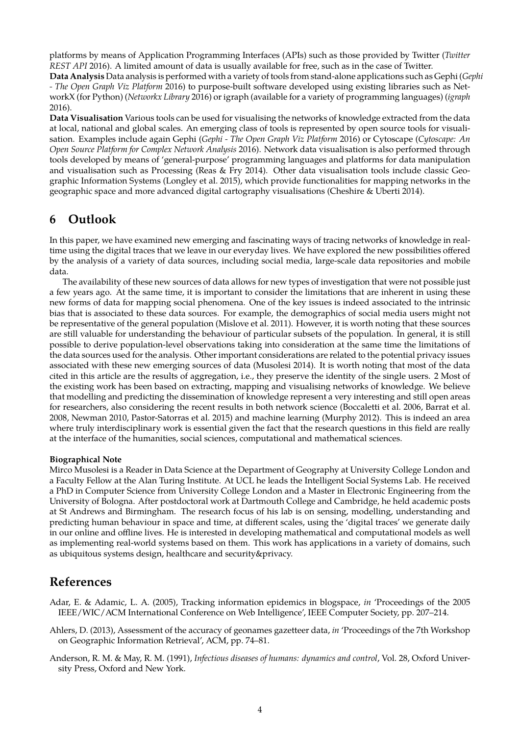platforms by means of Application Programming Interfaces (APIs) such as those provided by Twitter (*Twitter REST API* 2016). A limited amount of data is usually available for free, such as in the case of Twitter.

**Data Analysis** Data analysis is performed with a variety of tools from stand-alone applications such as Gephi (*Gephi - The Open Graph Viz Platform* 2016) to purpose-built software developed using existing libraries such as NetworkX (for Python) (*Networkx Library* 2016) or igraph (available for a variety of programming languages) (*igraph* 2016).

**Data Visualisation** Various tools can be used for visualising the networks of knowledge extracted from the data at local, national and global scales. An emerging class of tools is represented by open source tools for visualisation. Examples include again Gephi (*Gephi - The Open Graph Viz Platform* 2016) or Cytoscape (*Cytoscape: An Open Source Platform for Complex Network Analysis* 2016). Network data visualisation is also performed through tools developed by means of 'general-purpose' programming languages and platforms for data manipulation and visualisation such as Processing (Reas & Fry 2014). Other data visualisation tools include classic Geographic Information Systems (Longley et al. 2015), which provide functionalities for mapping networks in the geographic space and more advanced digital cartography visualisations (Cheshire & Uberti 2014).

## 6 Outlook

In this paper, we have examined new emerging and fascinating ways of tracing networks of knowledge in real-time using the digital traces that we leave in our everyday lives. We have explored the new possibilities offered by the analysis of a variety of data sources, including social media, large-scale data repositories and mobile data.

The availability of these new sources of data allows for new types of investigation that were not possible just a few years ago. At the same time, it is important to consider the limitations that are inherent in using these new forms of data for mapping social phenomena. One of the key issues is indeed associated to the intrinsic bias that is associated to these data sources. For example, the demographics of social media users might not be representative of the general population (Mislove et al. 2011). However, it is worth noting that these sources are still valuable for understanding the behaviour of particular subsets of the population. In general, it is still possible to derive population-level observations taking into consideration at the same time the limitations of the data sources used for the analysis. Other important considerations are related to the potential privacy issues associated with these new emerging sources of data (Musolesi 2014). It is worth noting that most of the data cited in this article are the results of aggregation, i.e., they preserve the identity of the single users. 2 Most of the existing work has been based on extracting, mapping and visualising networks of knowledge. We believe that modelling and predicting the dissemination of knowledge represent a very interesting and still open areas for researchers, also considering the recent results in both network science (Boccaletti et al. 2006, Barrat et al. 2008, Newman 2010, Pastor-Satorras et al. 2015) and machine learning (Murphy 2012). This is indeed an area where truly interdisciplinary work is essential given the fact that the research questions in this field are really at the interface of the humanities, social sciences, computational and mathematical sciences.

#### Biographical Note

Mirco Musolesi is a Reader in Data Science at the Department of Geography at University College London and a Faculty Fellow at the Alan Turing Institute. At UCL he leads the Intelligent Social Systems Lab. He received a PhD in Computer Science from University College London and a Master in Electronic Engineering from the University of Bologna. After postdoctoral work at Dartmouth College and Cambridge, he held academic posts at St Andrews and Birmingham. The research focus of his lab is on sensing, modelling, understanding and predicting human behaviour in space and time, at different scales, using the 'digital traces' we generate daily in our online and offline lives. He is interested in developing mathematical and computational models as well as implementing real-world systems based on them. This work has applications in a variety of domains, such as ubiquitous systems design, healthcare and security&privacy.

## References

Adar, E. & Adamic, L. A. (2005), Tracking information epidemics in blogspace, *in* 'Proceedings of the 2005 IEEE/WIC/ACM International Conference on Web Intelligence', IEEE Computer Society, pp. 207–214.

Ahlers, D. (2013), Assessment of the accuracy of geonames gazetteer data, *in* 'Proceedings of the 7th Workshop on Geographic Information Retrieval', ACM, pp. 74–81.

Anderson, R. M. & May, R. M. (1991), *Infectious diseases of humans: dynamics and control*, Vol. 28, Oxford University Press, Oxford and New York.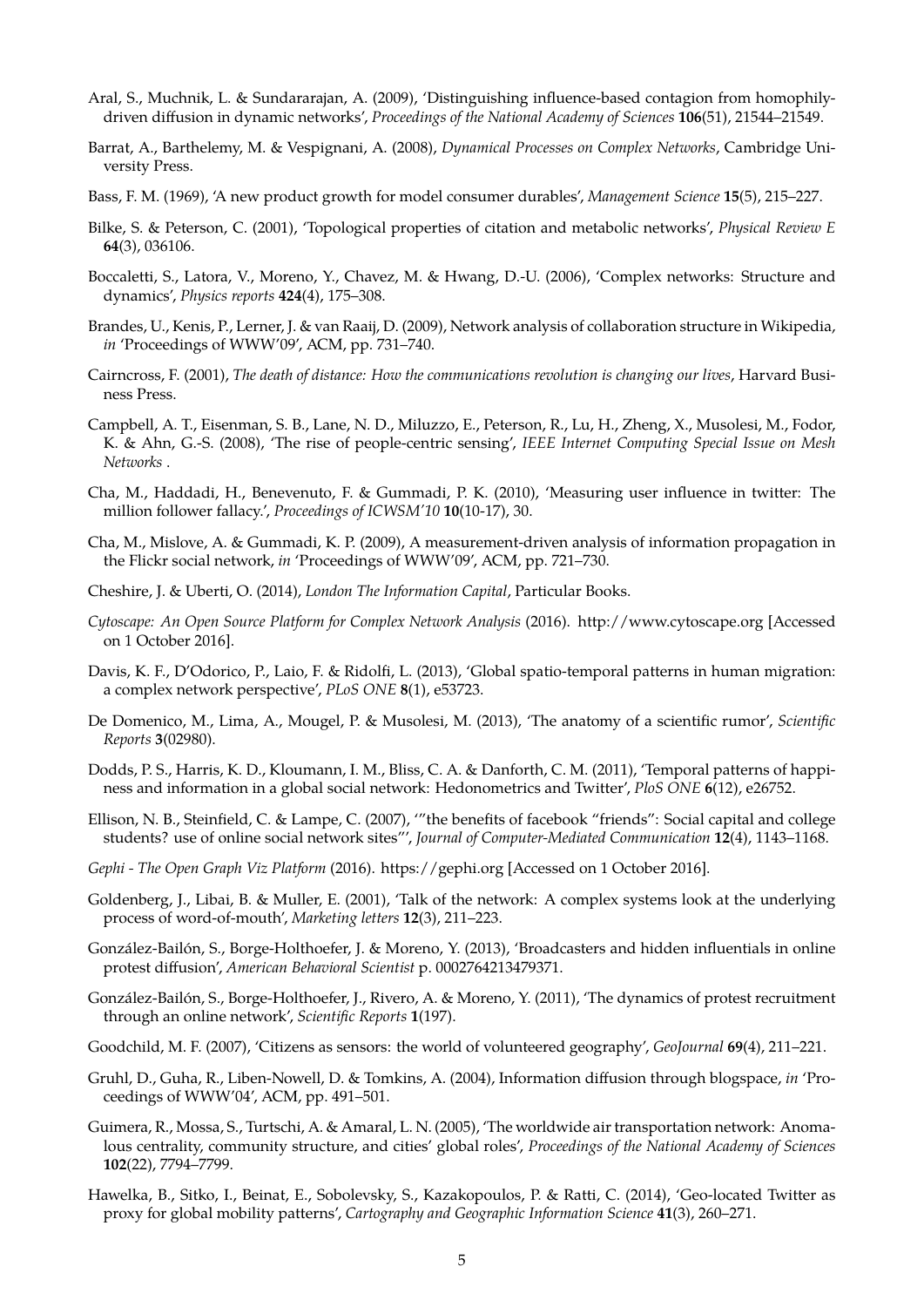Aral, S., Muchnik, L. & Sundararajan, A. (2009), 'Distinguishing influence-based contagion from homophily-driven diffusion in dynamic networks', *Proceedings of the National Academy of Sciences* **106**(51), 21544–21549.

Barrat, A., Barthelemy, M. & Vespignani, A. (2008), *Dynamical Processes on Complex Networks*, Cambridge University Press.

Bass, F. M. (1969), 'A new product growth for model consumer durables', *Management Science* **15**(5), 215–227.

Bilke, S. & Peterson, C. (2001), 'Topological properties of citation and metabolic networks', *Physical Review E* **64**(3), 036106.

Boccaletti, S., Latora, V., Moreno, Y., Chavez, M. & Hwang, D.-U. (2006), 'Complex networks: Structure and dynamics', *Physics reports* **424**(4), 175–308.

Brandes, U., Kenis, P., Lerner, J. & van Raaij, D. (2009), Network analysis of collaboration structure in Wikipedia, *in* 'Proceedings of WWW'09', ACM, pp. 731–740.

Cairncross, F. (2001), *The death of distance: How the communications revolution is changing our lives*, Harvard Business Press.

Campbell, A. T., Eisenman, S. B., Lane, N. D., Miluzzo, E., Peterson, R., Lu, H., Zheng, X., Musolesi, M., Fodor, K. & Ahn, G.-S. (2008), 'The rise of people-centric sensing', *IEEE Internet Computing Special Issue on Mesh Networks* .

Cha, M., Haddadi, H., Benevenuto, F. & Gummadi, P. K. (2010), 'Measuring user influence in twitter: The million follower fallacy.', *Proceedings of ICWSM'10* **10**(10-17), 30.

Cha, M., Mislove, A. & Gummadi, K. P. (2009), A measurement-driven analysis of information propagation in the Flickr social network, *in* 'Proceedings of WWW'09', ACM, pp. 721–730.

Cheshire, J. & Uberti, O. (2014), *London The Information Capital*, Particular Books.

*Cytoscape: An Open Source Platform for Complex Network Analysis* (2016). http://www.cytoscape.org [Accessed on 1 October 2016].

Davis, K. F., D'Odorico, P., Laio, F. & Ridolfi, L. (2013), 'Global spatio-temporal patterns in human migration: a complex network perspective', *PLoS ONE* **8**(1), e53723.

De Domenico, M., Lima, A., Mougel, P. & Musolesi, M. (2013), 'The anatomy of a scientific rumor', *Scientific Reports* **3**(02980).

Dodds, P. S., Harris, K. D., Kloumann, I. M., Bliss, C. A. & Danforth, C. M. (2011), 'Temporal patterns of happiness and information in a global social network: Hedonometrics and Twitter', *PloS ONE* **6**(12), e26752.

Ellison, N. B., Steinfield, C. & Lampe, C. (2007), '"the benefits of facebook "friends": Social capital and college students? use of online social network sites"', *Journal of Computer-Mediated Communication* **12**(4), 1143–1168.

*Gephi - The Open Graph Viz Platform* (2016). https://gephi.org [Accessed on 1 October 2016].

Goldenberg, J., Libai, B. & Muller, E. (2001), 'Talk of the network: A complex systems look at the underlying process of word-of-mouth', *Marketing letters* **12**(3), 211–223.

González-Bailón, S., Borge-Holthoefer, J. & Moreno, Y. (2013), 'Broadcasters and hidden influentials in online protest diffusion', *American Behavioral Scientist* p. 0002764213479371.

González-Bailón, S., Borge-Holthoefer, J., Rivero, A. & Moreno, Y. (2011), 'The dynamics of protest recruitment through an online network', *Scientific Reports* **1**(197).

Goodchild, M. F. (2007), 'Citizens as sensors: the world of volunteered geography', *GeoJournal* **69**(4), 211–221.

Gruhl, D., Guha, R., Liben-Nowell, D. & Tomkins, A. (2004), Information diffusion through blogspace, *in* 'Proceedings of WWW'04', ACM, pp. 491–501.

Guimera, R., Mossa, S., Turtschi, A. & Amaral, L. N. (2005), 'The worldwide air transportation network: Anomalous centrality, community structure, and cities' global roles', *Proceedings of the National Academy of Sciences* **102**(22), 7794–7799.

Hawelka, B., Sitko, I., Beinat, E., Sobolevsky, S., Kazakopoulos, P. & Ratti, C. (2014), 'Geo-located Twitter as proxy for global mobility patterns', *Cartography and Geographic Information Science* **41**(3), 260–271.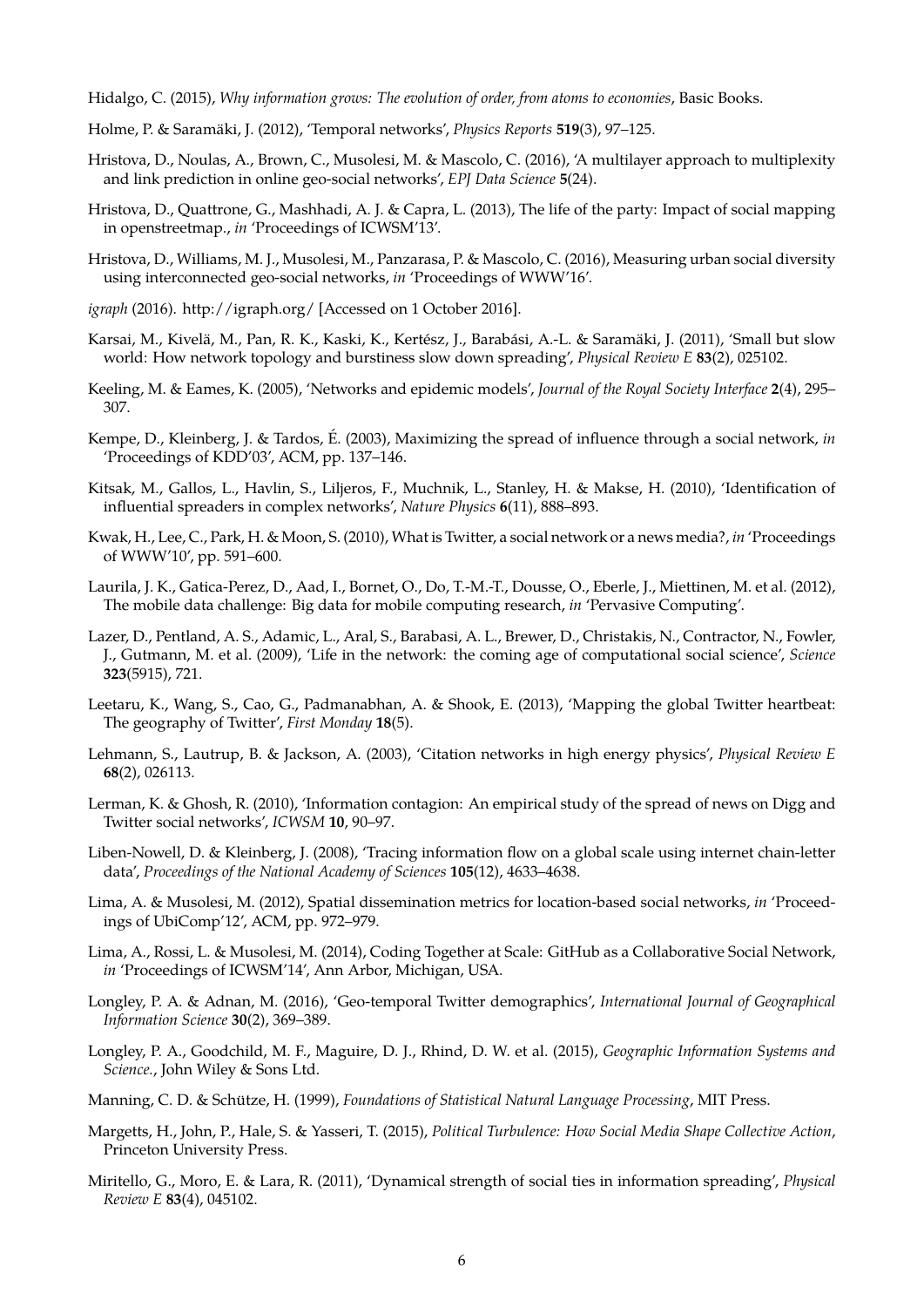Hidalgo, C. (2015), *Why information grows: The evolution of order, from atoms to economies*, Basic Books.

Holme, P. & Saramäki, J. (2012), 'Temporal networks', *Physics Reports* **519**(3), 97–125.

Hristova, D., Noulas, A., Brown, C., Musolesi, M. & Mascolo, C. (2016), 'A multilayer approach to multiplexity and link prediction in online geo-social networks', *EPJ Data Science* **5**(24).

Hristova, D., Quattrone, G., Mashhadi, A. J. & Capra, L. (2013), The life of the party: Impact of social mapping in openstreetmap., *in* 'Proceedings of ICWSM'13'.

Hristova, D., Williams, M. J., Musolesi, M., Panzarasa, P. & Mascolo, C. (2016), Measuring urban social diversity using interconnected geo-social networks, *in* 'Proceedings of WWW'16'.

*igraph* (2016). http://igraph.org/ [Accessed on 1 October 2016].

Karsai, M., Kivelä, M., Pan, R. K., Kaski, K., Kertész, J., Barabási, A.-L. & Saramäki, J. (2011), 'Small but slow world: How network topology and burstiness slow down spreading', *Physical Review E* **83**(2), 025102.

Keeling, M. & Eames, K. (2005), 'Networks and epidemic models', *Journal of the Royal Society Interface* **2**(4), 295–307.

Kempe, D., Kleinberg, J. & Tardos, É. (2003), Maximizing the spread of influence through a social network, *in* 'Proceedings of KDD'03', ACM, pp. 137–146.

Kitsak, M., Gallos, L., Havlin, S., Liljeros, F., Muchnik, L., Stanley, H. & Makse, H. (2010), 'Identification of influential spreaders in complex networks', *Nature Physics* **6**(11), 888–893.

Kwak, H., Lee, C., Park, H. & Moon, S. (2010), What is Twitter, a social network or a news media?, *in* 'Proceedings of WWW'10', pp. 591–600.

Laurila, J. K., Gatica-Perez, D., Aad, I., Bornet, O., Do, T.-M.-T., Dousse, O., Eberle, J., Miettinen, M. et al. (2012), The mobile data challenge: Big data for mobile computing research, *in* 'Pervasive Computing'.

Lazer, D., Pentland, A. S., Adamic, L., Aral, S., Barabasi, A. L., Brewer, D., Christakis, N., Contractor, N., Fowler, J., Gutmann, M. et al. (2009), 'Life in the network: the coming age of computational social science', *Science* **323**(5915), 721.

Leetaru, K., Wang, S., Cao, G., Padmanabhan, A. & Shook, E. (2013), 'Mapping the global Twitter heartbeat: The geography of Twitter', *First Monday* **18**(5).

Lehmann, S., Lautrup, B. & Jackson, A. (2003), 'Citation networks in high energy physics', *Physical Review E* **68**(2), 026113.

Lerman, K. & Ghosh, R. (2010), 'Information contagion: An empirical study of the spread of news on Digg and Twitter social networks', *ICWSM* **10**, 90–97.

Liben-Nowell, D. & Kleinberg, J. (2008), 'Tracing information flow on a global scale using internet chain-letter data', *Proceedings of the National Academy of Sciences* **105**(12), 4633–4638.

Lima, A. & Musolesi, M. (2012), Spatial dissemination metrics for location-based social networks, *in* 'Proceedings of UbiComp'12', ACM, pp. 972–979.

Lima, A., Rossi, L. & Musolesi, M. (2014), Coding Together at Scale: GitHub as a Collaborative Social Network, *in* 'Proceedings of ICWSM'14', Ann Arbor, Michigan, USA.

Longley, P. A. & Adnan, M. (2016), 'Geo-temporal Twitter demographics', *International Journal of Geographical Information Science* **30**(2), 369–389.

Longley, P. A., Goodchild, M. F., Maguire, D. J., Rhind, D. W. et al. (2015), *Geographic Information Systems and Science.*, John Wiley & Sons Ltd.

Manning, C. D. & Schütze, H. (1999), *Foundations of Statistical Natural Language Processing*, MIT Press.

Margetts, H., John, P., Hale, S. & Yasseri, T. (2015), *Political Turbulence: How Social Media Shape Collective Action*, Princeton University Press.

Miritello, G., Moro, E. & Lara, R. (2011), 'Dynamical strength of social ties in information spreading', *Physical Review E* **83**(4), 045102.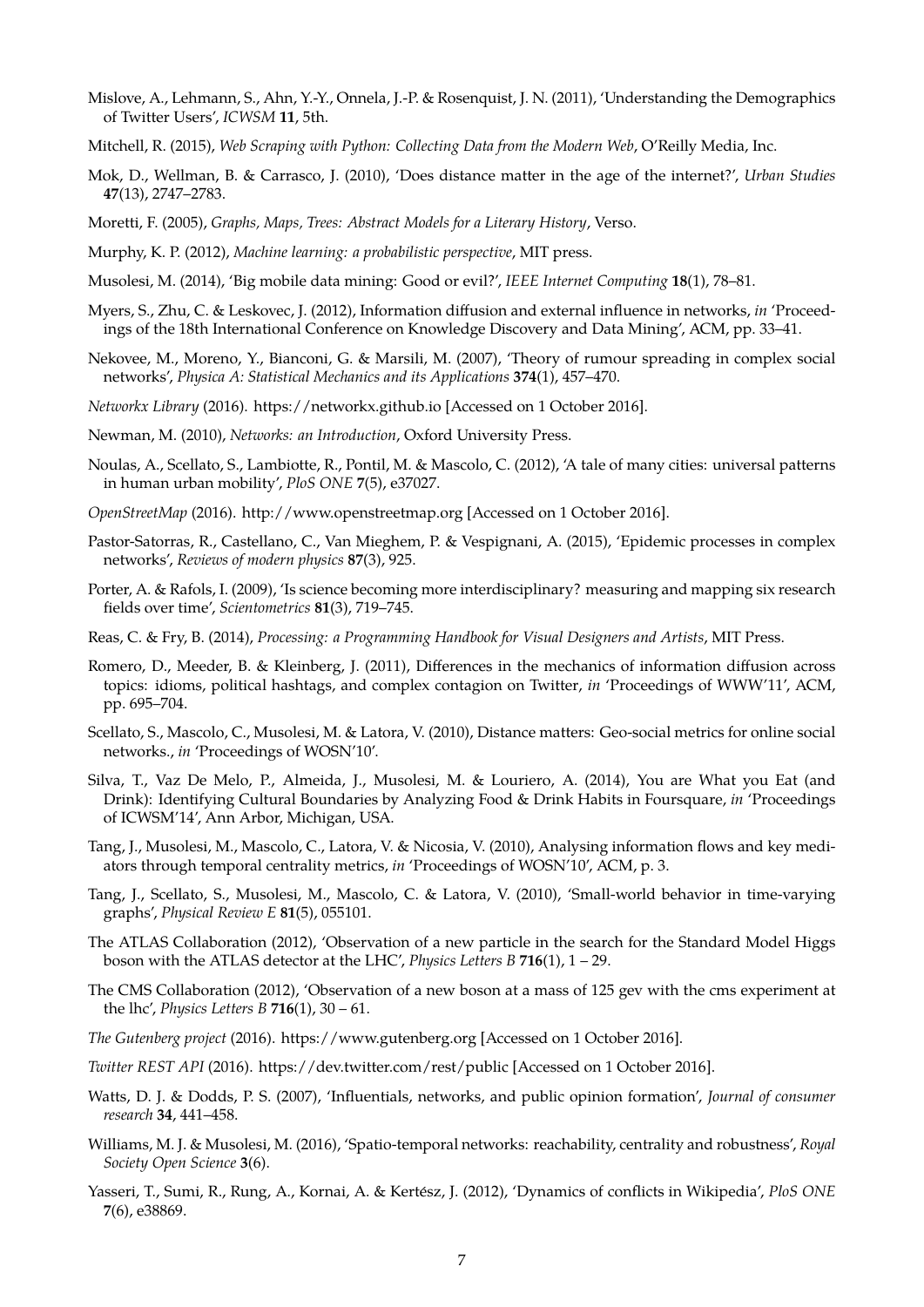Mislove, A., Lehmann, S., Ahn, Y.-Y., Onnela, J.-P. & Rosenquist, J. N. (2011), 'Understanding the Demographics of Twitter Users', *ICWSM* **11**, 5th.

Mitchell, R. (2015), *Web Scraping with Python: Collecting Data from the Modern Web*, O'Reilly Media, Inc.

Mok, D., Wellman, B. & Carrasco, J. (2010), 'Does distance matter in the age of the internet?', *Urban Studies* **47**(13), 2747–2783.

Moretti, F. (2005), *Graphs, Maps, Trees: Abstract Models for a Literary History*, Verso.

Murphy, K. P. (2012), *Machine learning: a probabilistic perspective*, MIT press.

Musolesi, M. (2014), 'Big mobile data mining: Good or evil?', *IEEE Internet Computing* **18**(1), 78–81.

Myers, S., Zhu, C. & Leskovec, J. (2012), Information diffusion and external influence in networks, *in* 'Proceedings of the 18th International Conference on Knowledge Discovery and Data Mining', ACM, pp. 33–41.

Nekovee, M., Moreno, Y., Bianconi, G. & Marsili, M. (2007), 'Theory of rumour spreading in complex social networks', *Physica A: Statistical Mechanics and its Applications* **374**(1), 457–470.

*Networkx Library* (2016). https://networkx.github.io [Accessed on 1 October 2016].

Newman, M. (2010), *Networks: an Introduction*, Oxford University Press.

Noulas, A., Scellato, S., Lambiotte, R., Pontil, M. & Mascolo, C. (2012), 'A tale of many cities: universal patterns in human urban mobility', *PloS ONE* **7**(5), e37027.

*OpenStreetMap* (2016). http://www.openstreetmap.org [Accessed on 1 October 2016].

Pastor-Satorras, R., Castellano, C., Van Mieghem, P. & Vespignani, A. (2015), 'Epidemic processes in complex networks', *Reviews of modern physics* **87**(3), 925.

Porter, A. & Rafols, I. (2009), 'Is science becoming more interdisciplinary? measuring and mapping six research fields over time', *Scientometrics* **81**(3), 719–745.

Reas, C. & Fry, B. (2014), *Processing: a Programming Handbook for Visual Designers and Artists*, MIT Press.

Romero, D., Meeder, B. & Kleinberg, J. (2011), Differences in the mechanics of information diffusion across topics: idioms, political hashtags, and complex contagion on Twitter, *in* 'Proceedings of WWW'11', ACM, pp. 695–704.

Scellato, S., Mascolo, C., Musolesi, M. & Latora, V. (2010), Distance matters: Geo-social metrics for online social networks., *in* 'Proceedings of WOSN'10'.

Silva, T., Vaz De Melo, P., Almeida, J., Musolesi, M. & Louriero, A. (2014), You are What you Eat (and Drink): Identifying Cultural Boundaries by Analyzing Food & Drink Habits in Foursquare, *in* 'Proceedings of ICWSM'14', Ann Arbor, Michigan, USA.

Tang, J., Musolesi, M., Mascolo, C., Latora, V. & Nicosia, V. (2010), Analysing information flows and key mediators through temporal centrality metrics, *in* 'Proceedings of WOSN'10', ACM, p. 3.

Tang, J., Scellato, S., Musolesi, M., Mascolo, C. & Latora, V. (2010), 'Small-world behavior in time-varying graphs', *Physical Review E* **81**(5), 055101.

The ATLAS Collaboration (2012), 'Observation of a new particle in the search for the Standard Model Higgs boson with the ATLAS detector at the LHC', *Physics Letters B* **716**(1), 1 – 29.

The CMS Collaboration (2012), 'Observation of a new boson at a mass of 125 gev with the cms experiment at the lhc', *Physics Letters B* **716**(1), 30 – 61.

*The Gutenberg project* (2016). https://www.gutenberg.org [Accessed on 1 October 2016].

*Twitter REST API* (2016). https://dev.twitter.com/rest/public [Accessed on 1 October 2016].

Watts, D. J. & Dodds, P. S. (2007), 'Influentials, networks, and public opinion formation', *Journal of consumer research* **34**, 441–458.

Williams, M. J. & Musolesi, M. (2016), 'Spatio-temporal networks: reachability, centrality and robustness', *Royal Society Open Science* **3**(6).

Yasseri, T., Sumi, R., Rung, A., Kornai, A. & Kertész, J. (2012), 'Dynamics of conflicts in Wikipedia', *PloS ONE* **7**(6), e38869.